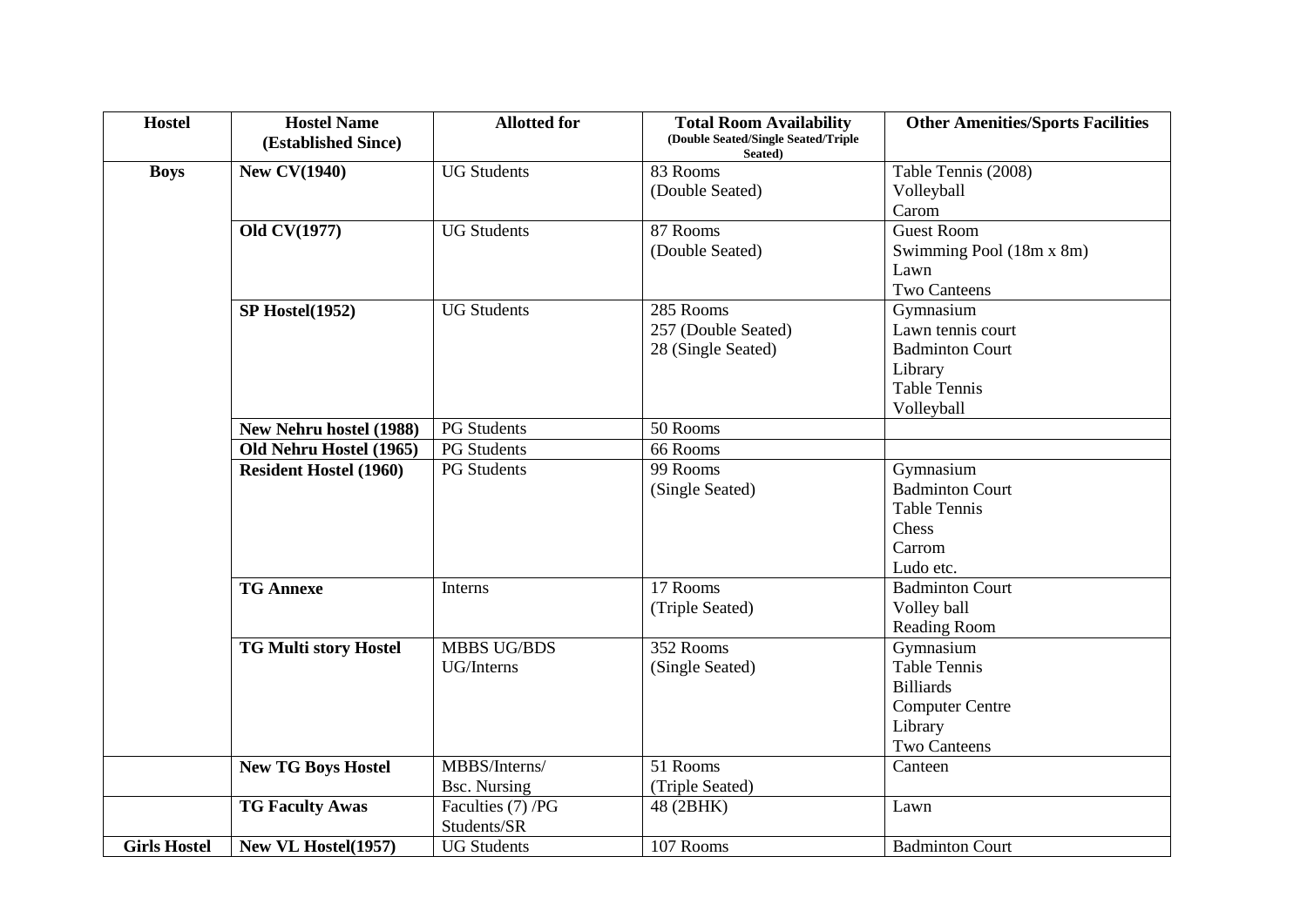| Hostel | Hostel Name (Established Since) | Allotted for | Total Room Availability (Double Seated/Single Seated/Triple Seated) | Other Amenities/Sports Facilities |
|---|---|---|---|---|
| **Boys** | **New CV(1940)** | UG Students | 83 Rooms<br>(Double Seated) | Table Tennis (2008)<br>Volleyball<br>Carom |
| | **Old CV(1977)** | UG Students | 87 Rooms<br>(Double Seated) | Guest Room<br>Swimming Pool (18m x 8m)<br>Lawn<br>Two Canteens |
| | **SP Hostel(1952)** | UG Students | 285 Rooms<br>257 (Double Seated)<br>28 (Single Seated) | Gymnasium<br>Lawn tennis court<br>Badminton Court<br>Library<br>Table Tennis<br>Volleyball |
| | **New Nehru hostel (1988)** | PG Students | 50 Rooms | |
| | **Old Nehru Hostel (1965)** | PG Students | 66 Rooms | |
| | **Resident Hostel (1960)** | PG Students | 99 Rooms<br>(Single Seated) | Gymnasium<br>Badminton Court<br>Table Tennis<br>Chess<br>Carrom<br>Ludo etc. |
| | **TG Annexe** | Interns | 17 Rooms<br>(Triple Seated) | Badminton Court<br>Volley ball<br>Reading Room |
| | **TG Multi story Hostel** | MBBS UG/BDS UG/Interns | 352 Rooms<br>(Single Seated) | Gymnasium<br>Table Tennis<br>Billiards<br>Computer Centre<br>Library<br>Two Canteens |
| | **New TG Boys Hostel** | MBBS/Interns/ Bsc. Nursing | 51 Rooms<br>(Triple Seated) | Canteen |
| | **TG Faculty Awas** | Faculties (7) /PG Students/SR | 48 (2BHK) | Lawn |
| **Girls Hostel** | **New VL Hostel(1957)** | UG Students | 107 Rooms | Badminton Court |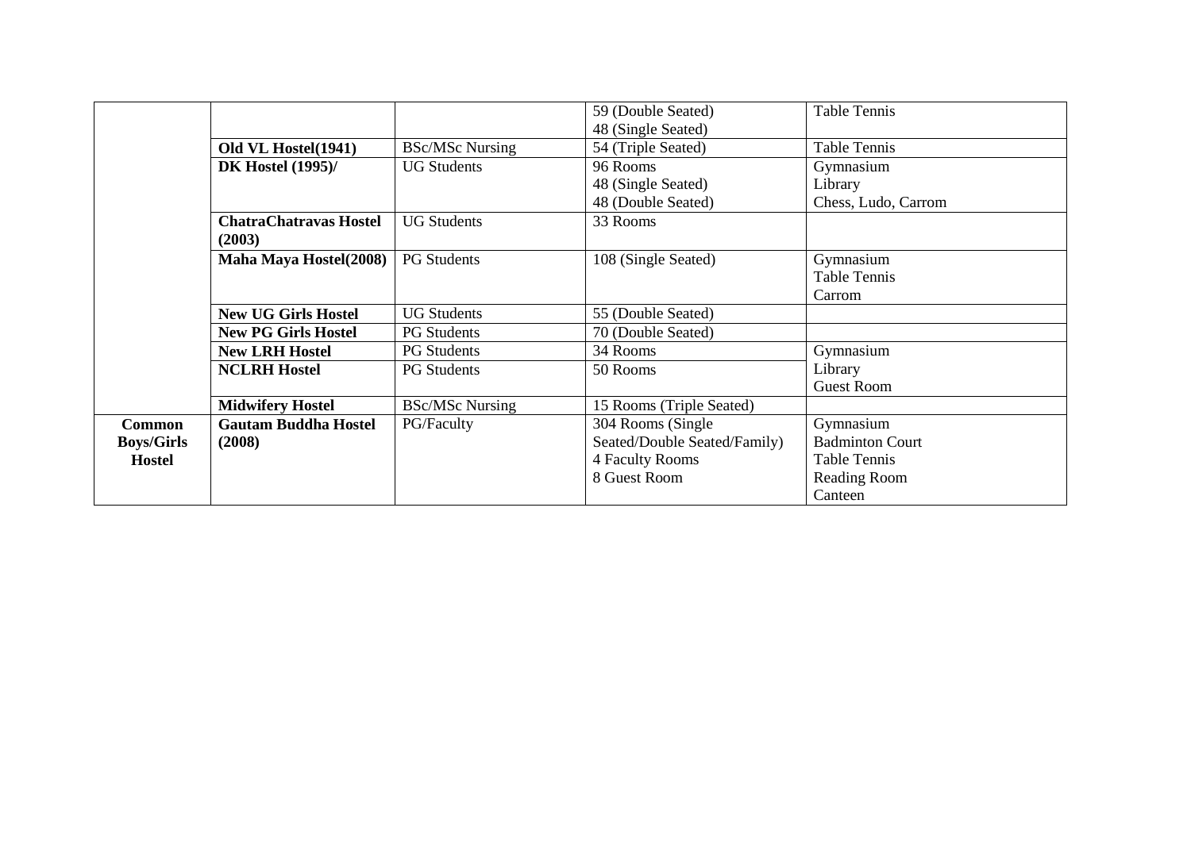| | | | | |
|---|---|---|---|---|
| | | | 59 (Double Seated)<br>48 (Single Seated) | Table Tennis |
| | **Old VL Hostel(1941)** | BSc/MSc Nursing | 54 (Triple Seated) | Table Tennis |
| | **DK Hostel (1995)/** | UG Students | 96 Rooms<br>48 (Single Seated)<br>48 (Double Seated) | Gymnasium<br>Library<br>Chess, Ludo, Carrom |
| | **ChatraChatravas Hostel (2003)** | UG Students | 33 Rooms | |
| | **Maha Maya Hostel(2008)** | PG Students | 108 (Single Seated) | Gymnasium<br>Table Tennis<br>Carrom |
| | **New UG Girls Hostel** | UG Students | 55 (Double Seated) | |
| | **New PG Girls Hostel** | PG Students | 70 (Double Seated) | |
| | **New LRH Hostel** | PG Students | 34 Rooms | Gymnasium<br>Library<br>Guest Room |
| | **NCLRH Hostel** | PG Students | 50 Rooms | |
| | **Midwifery Hostel** | BSc/MSc Nursing | 15 Rooms (Triple Seated) | |
| **Common Boys/Girls Hostel** | **Gautam Buddha Hostel (2008)** | PG/Faculty | 304 Rooms (Single Seated/Double Seated/Family)<br>4 Faculty Rooms<br>8 Guest Room | Gymnasium<br>Badminton Court<br>Table Tennis<br>Reading Room<br>Canteen |